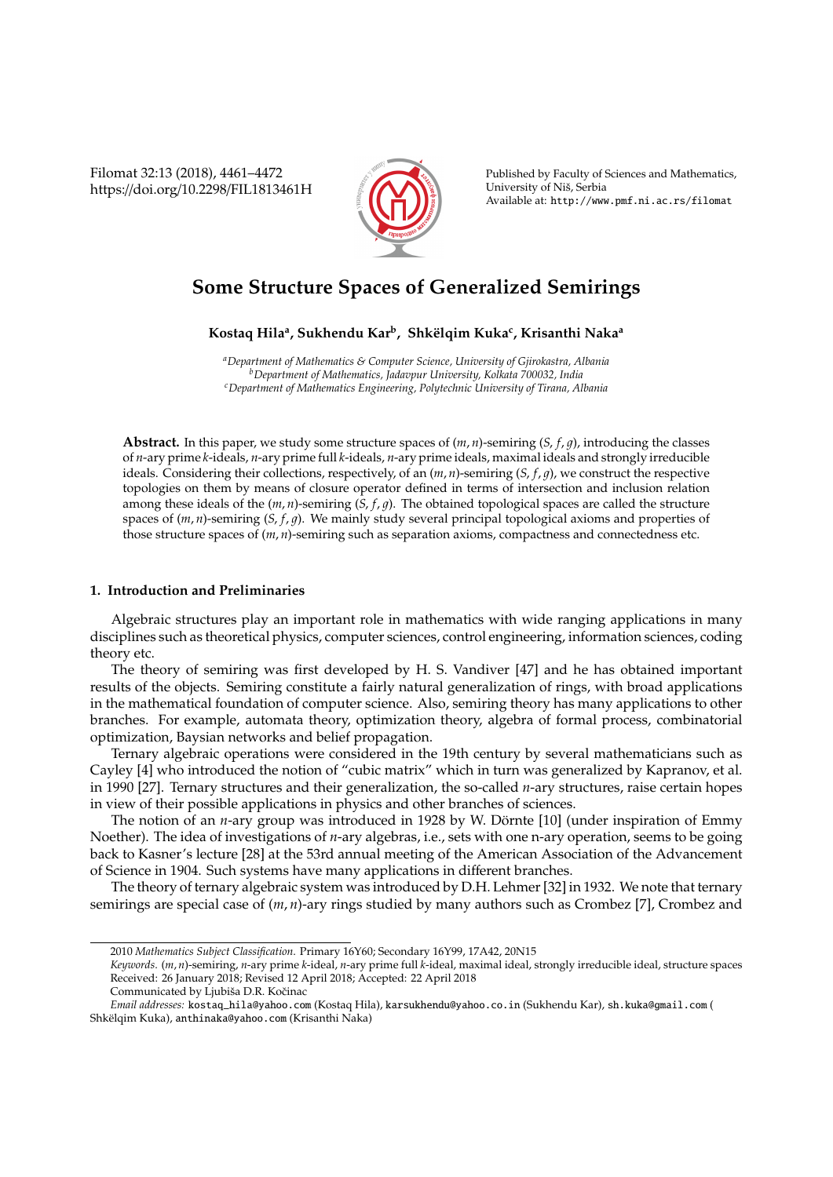# Some Structure Spaces of Generalized Semirings

**Kostaq Hila[a], Sukhendu Kar[b], Shkëlqim Kuka[c], Krisanthi Naka[a]**

[a]*Department of Mathematics & Computer Science, University of Gjirokastra, Albania*
[b]*Department of Mathematics, Jadavpur University, Kolkata 700032, India*
[c]*Department of Mathematics Engineering, Polytechnic University of Tirana, Albania*

**Abstract.** In this paper, we study some structure spaces of $(m, n)$-semiring $(S, f, g)$, introducing the classes of $n$-ary prime $k$-ideals, $n$-ary prime full $k$-ideals, $n$-ary prime ideals, maximal ideals and strongly irreducible ideals. Considering their collections, respectively, of an $(m, n)$-semiring $(S, f, g)$, we construct the respective topologies on them by means of closure operator defined in terms of intersection and inclusion relation among these ideals of the $(m, n)$-semiring $(S, f, g)$. The obtained topological spaces are called the structure spaces of $(m, n)$-semiring $(S, f, g)$. We mainly study several principal topological axioms and properties of those structure spaces of $(m, n)$-semiring such as separation axioms, compactness and connectedness etc.

## 1. Introduction and Preliminaries

Algebraic structures play an important role in mathematics with wide ranging applications in many disciplines such as theoretical physics, computer sciences, control engineering, information sciences, coding theory etc.

The theory of semiring was first developed by H. S. Vandiver [47] and he has obtained important results of the objects. Semiring constitute a fairly natural generalization of rings, with broad applications in the mathematical foundation of computer science. Also, semiring theory has many applications to other branches. For example, automata theory, optimization theory, algebra of formal process, combinatorial optimization, Baysian networks and belief propagation.

Ternary algebraic operations were considered in the 19th century by several mathematicians such as Cayley [4] who introduced the notion of "cubic matrix" which in turn was generalized by Kapranov, et al. in 1990 [27]. Ternary structures and their generalization, the so-called $n$-ary structures, raise certain hopes in view of their possible applications in physics and other branches of sciences.

The notion of an $n$-ary group was introduced in 1928 by W. Dörnte [10] (under inspiration of Emmy Noether). The idea of investigations of $n$-ary algebras, i.e., sets with one n-ary operation, seems to be going back to Kasner's lecture [28] at the 53rd annual meeting of the American Association of the Advancement of Science in 1904. Such systems have many applications in different branches.

The theory of ternary algebraic system was introduced by D.H. Lehmer [32] in 1932. We note that ternary semirings are special case of $(m, n)$-ary rings studied by many authors such as Crombez [7], Crombez and

---

2010 *Mathematics Subject Classification.* Primary 16Y60; Secondary 16Y99, 17A42, 20N15

*Keywords.* $(m, n)$-semiring, $n$-ary prime $k$-ideal, $n$-ary prime full $k$-ideal, maximal ideal, strongly irreducible ideal, structure spaces

Received: 26 January 2018; Revised 12 April 2018; Accepted: 22 April 2018

Communicated by Ljubiša D.R. Kočinac

*Email addresses:* kostaq_hila@yahoo.com (Kostaq Hila), karsukhendu@yahoo.co.in (Sukhendu Kar), sh.kuka@gmail.com ( Shkëlqim Kuka), anthinaka@yahoo.com (Krisanthi Naka)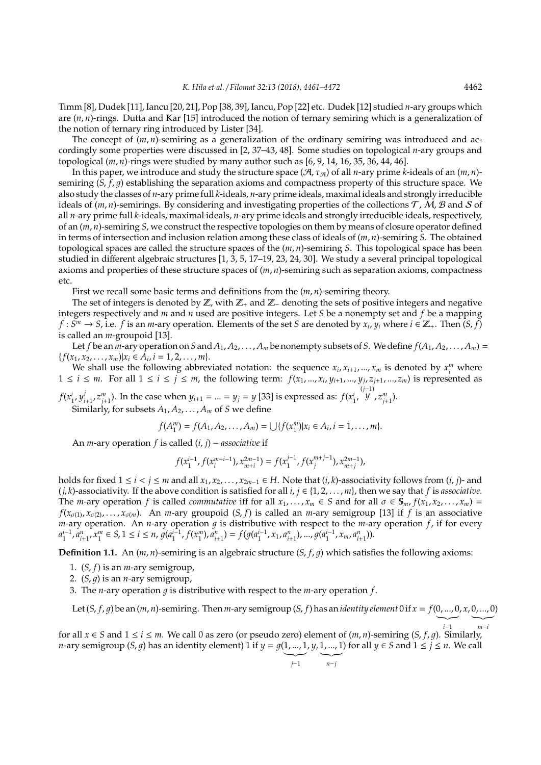Timm [8], Dudek [11], Iancu [20, 21], Pop [38, 39], Iancu, Pop [22] etc. Dudek [12] studied $n$-ary groups which are $(n, n)$-rings. Dutta and Kar [15] introduced the notion of ternary semiring which is a generalization of the notion of ternary ring introduced by Lister [34].

The concept of $(m, n)$-semiring as a generalization of the ordinary semiring was introduced and accordingly some properties were discussed in [2, 37–43, 48]. Some studies on topological $n$-ary groups and topological $(m, n)$-rings were studied by many author such as [6, 9, 14, 16, 35, 36, 44, 46].

In this paper, we introduce and study the structure space $(\mathcal{A}, \tau_{\mathcal{A}})$ of all $n$-ary prime $k$-ideals of an $(m, n)$-semiring $(S, f, g)$ establishing the separation axioms and compactness property of this structure space. We also study the classes of $n$-ary prime full $k$-ideals, $n$-ary prime ideals, maximal ideals and strongly irreducible ideals of $(m, n)$-semirings. By considering and investigating properties of the collections $\mathcal{T}$, $\mathcal{M}$, $\mathcal{B}$ and $\mathcal{S}$ of all $n$-ary prime full $k$-ideals, maximal ideals, $n$-ary prime ideals and strongly irreducible ideals, respectively, of an $(m, n)$-semiring $S$, we construct the respective topologies on them by means of closure operator defined in terms of intersection and inclusion relation among these class of ideals of $(m, n)$-semiring $S$. The obtained topological spaces are called the structure spaces of the $(m, n)$-semiring $S$. This topological space has been studied in different algebraic structures [1, 3, 5, 17–19, 23, 24, 30]. We study a several principal topological axioms and properties of these structure spaces of $(m, n)$-semiring such as separation axioms, compactness etc.

First we recall some basic terms and definitions from the $(m, n)$-semiring theory.

The set of integers is denoted by $\mathbb{Z}$, with $\mathbb{Z}_+$ and $\mathbb{Z}_-$ denoting the sets of positive integers and negative integers respectively and $m$ and $n$ used are positive integers. Let $S$ be a nonempty set and $f$ be a mapping $f : S^m \to S$, i.e. $f$ is an $m$-ary operation. Elements of the set $S$ are denoted by $x_i, y_i$ where $i \in \mathbb{Z}_+$. Then $(S, f)$ is called an $m$-groupoid [13].

Let $f$ be an $m$-ary operation on $S$ and $A_1, A_2, \ldots, A_m$ be nonempty subsets of $S$. We define $f(A_1, A_2, \ldots, A_m) = \{f(x_1, x_2, \ldots, x_m) | x_i \in A_i, i = 1, 2, \ldots, m\}$.

We shall use the following abbreviated notation: the sequence $x_i, x_{i+1}, ..., x_m$ is denoted by $x_i^m$ where $1 \le i \le m$. For all $1 \le i \le j \le m$, the following term: $f(x_1, ..., x_i, y_{i+1}, ..., y_j, z_{j+1}, ..., z_m)$ is represented as $f(x_1^i, y_{i+1}^j, z_{j+1}^m)$. In the case when $y_{i+1} = ... = y_j = y$ [33] is expressed as: $f(x_1^i, \overset{(j-1)}{y}, z_{j+1}^m)$.

Similarly, for subsets $A_1, A_2, \ldots, A_m$ of $S$ we define

$$f(A_1^m) = f(A_1, A_2, \ldots, A_m) = \bigcup\{f(x_1^m) | x_i \in A_i, i = 1, \ldots, m\}.$$

An $m$-ary operation $f$ is called $(i, j)$ – *associative* if

$$f(x_1^{i-1}, f(x_i^{m+i-1}), x_{m+i}^{2m-1}) = f(x_1^{j-1}, f(x_j^{m+j-1}), x_{m+j}^{2m-1}),$$

holds for fixed $1 \le i < j \le m$ and all $x_1, x_2, \ldots, x_{2m-1} \in H$. Note that $(i, k)$-associativity follows from $(i, j)$- and $(j, k)$-associativity. If the above condition is satisfied for all $i, j \in \{1, 2, \ldots, m\}$, then we say that $f$ is *associative*. The $m$-ary operation $f$ is called *commutative* iff for all $x_1, \ldots, x_m \in S$ and for all $\sigma \in \mathbb{S}_m$, $f(x_1, x_2, \ldots, x_m) = f(x_{\sigma(1)}, x_{\sigma(2)}, \ldots, x_{\sigma(m)})$. An $m$-ary groupoid $(S, f)$ is called an $m$-ary semigroup [13] if $f$ is an associative $m$-ary operation. An $n$-ary operation $g$ is distributive with respect to the $m$-ary operation $f$, if for every $a_1^{i-1}, a_{i+1}^n, x_1^m \in S, 1 \le i \le n$, $g(a_1^{i-1}, f(x_1^m), a_{i+1}^n) = f(g(a_1^{i-1}, x_1, a_{i+1}^n), ..., g(a_1^{i-1}, x_m, a_{i+1}^n))$.

**Definition 1.1.** An $(m, n)$-semiring is an algebraic structure $(S, f, g)$ which satisfies the following axioms:

1. $(S, f)$ is an $m$-ary semigroup,
2. $(S, g)$ is an $n$-ary semigroup,
3. The $n$-ary operation $g$ is distributive with respect to the $m$-ary operation $f$.

Let $(S, f, g)$ be an $(m, n)$-semiring. Then $m$-ary semigroup $(S, f)$ has an *identity element* 0 if $x = f(\underbrace{0, ..., 0}_{i-1}, x, \underbrace{0, ..., 0}_{m-i})$ for all $x \in S$ and $1 \le i \le m$. We call 0 as zero (or pseudo zero) element of $(m, n)$-semiring $(S, f, g)$. Similarly, $n$-ary semigroup $(S, g)$ has an identity element) 1 if $y = g(\underbrace{1, ..., 1}_{j-1}, y, \underbrace{1, ..., 1}_{n-j})$ for all $y \in S$ and $1 \le j \le n$. We call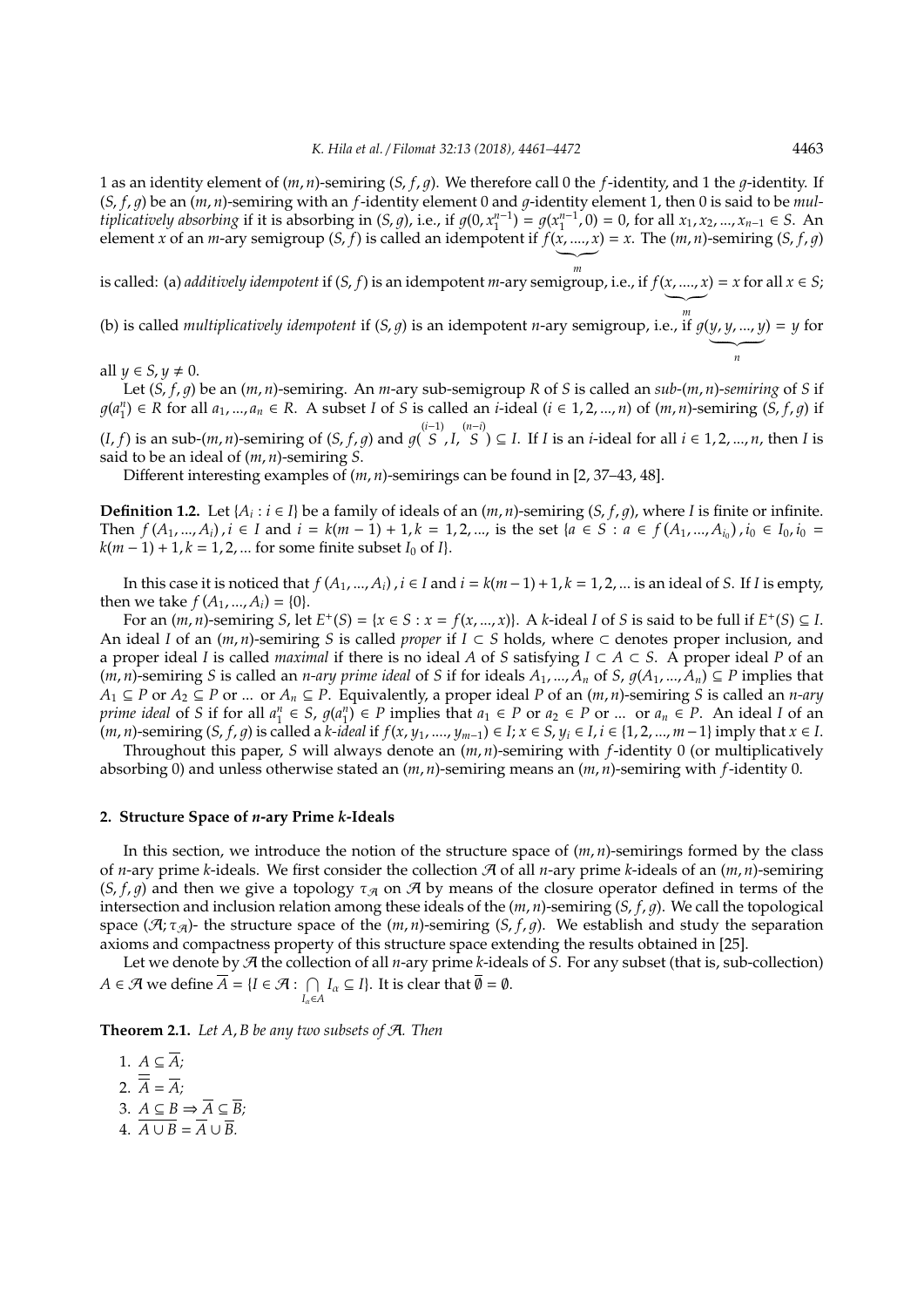1 as an identity element of $(m, n)$-semiring $(S, f, g)$. We therefore call 0 the $f$-identity, and 1 the $g$-identity. If $(S, f, g)$ be an $(m, n)$-semiring with an $f$-identity element 0 and $g$-identity element 1, then 0 is said to be *multiplicatively absorbing* if it is absorbing in $(S, g)$, i.e., if $g(0, x_1^{n-1}) = g(x_1^{n-1}, 0) = 0$, for all $x_1, x_2, ..., x_{n-1} \in S$. An element $x$ of an $m$-ary semigroup $(S, f)$ is called an idempotent if $f(\underbrace{x, ...., x}_{m}) = x$. The $(m, n)$-semiring $(S, f, g)$ is called: (a) *additively idempotent* if $(S, f)$ is an idempotent $m$-ary semigroup, i.e., if $f(\underbrace{x, ...., x}_{m}) = x$ for all $x \in S$; (b) is called *multiplicatively idempotent* if $(S, g)$ is an idempotent $n$-ary semigroup, i.e., if $g(\underbrace{y, y, ..., y}_{n}) = y$ for all $y \in S, y \neq 0$.

Let $(S, f, g)$ be an $(m, n)$-semiring. An $m$-ary sub-semigroup $R$ of $S$ is called an *sub-$(m, n)$-semiring* of $S$ if $g(a_1^n) \in R$ for all $a_1, ..., a_n \in R$. A subset $I$ of $S$ is called an $i$-ideal ($i \in 1, 2, ..., n$) of $(m, n)$-semiring $(S, f, g)$ if $(I, f)$ is an sub-$(m, n)$-semiring of $(S, f, g)$ and $g(\overset{(i-1)}{S}, I, \overset{(n-i)}{S}) \subseteq I$. If $I$ is an $i$-ideal for all $i \in 1, 2, ..., n$, then $I$ is said to be an ideal of $(m, n)$-semiring $S$.

Different interesting examples of $(m, n)$-semirings can be found in [2, 37–43, 48].

**Definition 1.2.** Let $\{A_i : i \in I\}$ be a family of ideals of an $(m, n)$-semiring $(S, f, g)$, where $I$ is finite or infinite. Then $f(A_1, ..., A_i), i \in I$ and $i = k(m-1)+1, k = 1, 2, ...,$ is the set $\{a \in S : a \in f(A_1, ..., A_{i_0}), i_0 \in I_0, i_0 = k(m-1)+1, k = 1, 2, ...$ for some finite subset $I_0$ of $I\}$.

In this case it is noticed that $f(A_1, ..., A_i), i \in I$ and $i = k(m-1)+1, k = 1, 2, ...$ is an ideal of $S$. If $I$ is empty, then we take $f(A_1, ..., A_i) = \{0\}$.

For an $(m, n)$-semiring $S$, let $E^+(S) = \{x \in S : x = f(x, ..., x)\}$. A $k$-ideal $I$ of $S$ is said to be full if $E^+(S) \subseteq I$. An ideal $I$ of an $(m, n)$-semiring $S$ is called *proper* if $I \subset S$ holds, where $\subset$ denotes proper inclusion, and a proper ideal $I$ is called *maximal* if there is no ideal $A$ of $S$ satisfying $I \subset A \subset S$. A proper ideal $P$ of an $(m, n)$-semiring $S$ is called an *$n$-ary prime ideal* of $S$ if for ideals $A_1, ..., A_n$ of $S$, $g(A_1, ..., A_n) \subseteq P$ implies that $A_1 \subseteq P$ or $A_2 \subseteq P$ or ... or $A_n \subseteq P$. Equivalently, a proper ideal $P$ of an $(m, n)$-semiring $S$ is called an *$n$-ary prime ideal* of $S$ if for all $a_1^n \in S$, $g(a_1^n) \in P$ implies that $a_1 \in P$ or $a_2 \in P$ or ... or $a_n \in P$. An ideal $I$ of an $(m, n)$-semiring $(S, f, g)$ is called a *$k$-ideal* if $f(x, y_1, ...., y_{m-1}) \in I; x \in S, y_i \in I, i \in \{1, 2, ..., m-1\}$ imply that $x \in I$.

Throughout this paper, $S$ will always denote an $(m, n)$-semiring with $f$-identity 0 (or multiplicatively absorbing 0) and unless otherwise stated an $(m, n)$-semiring means an $(m, n)$-semiring with $f$-identity 0.

## 2. Structure Space of $n$-ary Prime $k$-Ideals

In this section, we introduce the notion of the structure space of $(m, n)$-semirings formed by the class of $n$-ary prime $k$-ideals. We first consider the collection $\mathcal{A}$ of all $n$-ary prime $k$-ideals of an $(m, n)$-semiring $(S, f, g)$ and then we give a topology $\tau_{\mathcal{A}}$ on $\mathcal{A}$ by means of the closure operator defined in terms of the intersection and inclusion relation among these ideals of the $(m, n)$-semiring $(S, f, g)$. We call the topological space $(\mathcal{A}; \tau_{\mathcal{A}})$- the structure space of the $(m, n)$-semiring $(S, f, g)$. We establish and study the separation axioms and compactness property of this structure space extending the results obtained in [25].

Let we denote by $\mathcal{A}$ the collection of all $n$-ary prime $k$-ideals of $S$. For any subset (that is, sub-collection) $A \in \mathcal{A}$ we define $\overline{A} = \{I \in \mathcal{A} : \bigcap_{I_\alpha \in A} I_\alpha \subseteq I\}$. It is clear that $\overline{\emptyset} = \emptyset$.

**Theorem 2.1.** *Let $A, B$ be any two subsets of $\mathcal{A}$. Then*

1. $A \subseteq \overline{A}$;
2. $\overline{\overline{A}} = \overline{A}$;
3. $A \subseteq B \Rightarrow \overline{A} \subseteq \overline{B}$;
4. $\overline{A \cup B} = \overline{A} \cup \overline{B}$.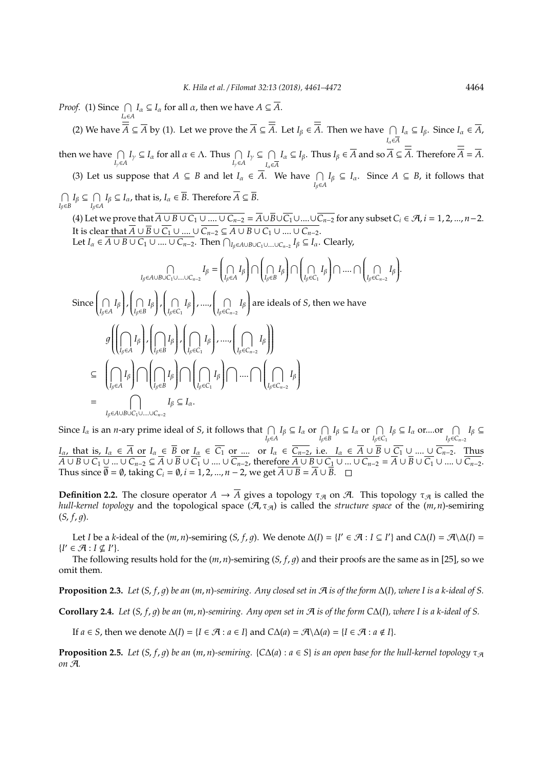*Proof.* (1) Since $\bigcap\limits_{I_\alpha \in A} I_\alpha \subseteq I_\alpha$ for all $\alpha$, then we have $A \subseteq \overline{A}$.

(2) We have $\overline{\overline{A}} \subseteq \overline{A}$ by (1). Let we prove the $\overline{A} \subseteq \overline{\overline{A}}$. Let $I_\beta \in \overline{\overline{A}}$. Then we have $\bigcap\limits_{I_\alpha \in \overline{A}} I_\alpha \subseteq I_\beta$. Since $I_\alpha \in \overline{A}$, then we have $\bigcap\limits_{I_\gamma \in A} I_\gamma \subseteq I_\alpha$ for all $\alpha \in \Lambda$. Thus $\bigcap\limits_{I_\gamma \in A} I_\gamma \subseteq \bigcap\limits_{I_\alpha \in \overline{A}} I_\alpha \subseteq I_\beta$. Thus $I_\beta \in \overline{A}$ and so $\overline{A} \subseteq \overline{\overline{A}}$. Therefore $\overline{\overline{A}} = \overline{A}$.

(3) Let us suppose that $A \subseteq B$ and let $I_\alpha \in \overline{A}$. We have $\bigcap\limits_{I_\beta \in A} I_\beta \subseteq I_\alpha$. Since $A \subseteq B$, it follows that $\bigcap\limits_{I_\beta \in B} I_\beta \subseteq \bigcap\limits_{I_\beta \in A} I_\beta \subseteq I_\alpha$, that is, $I_\alpha \in \overline{B}$. Therefore $\overline{A} \subseteq \overline{B}$.

(4) Let we prove that $\overline{A \cup B \cup C_1 \cup .... \cup C_{n-2}} = \overline{A} \cup \overline{B} \cup \overline{C_1} \cup .... \cup \overline{C_{n-2}}$ for any subset $C_i \in \mathcal{A}, i = 1, 2, ..., n-2$. It is clear that $\overline{A} \cup \overline{B} \cup \overline{C_1} \cup .... \cup \overline{C_{n-2}} \subseteq \overline{A \cup B \cup C_1 \cup .... \cup C_{n-2}}$.
Let $I_\alpha \in \overline{A \cup B \cup C_1 \cup .... \cup C_{n-2}}$. Then $\bigcap_{I_\beta \in A \cup B \cup C_1 \cup .... \cup C_{n-2}} I_\beta \subseteq I_\alpha$. Clearly,

$$\bigcap_{I_\beta \in A \cup B \cup C_1 \cup .... \cup C_{n-2}} I_\beta = \left(\bigcap_{I_\beta \in A} I_\beta\right) \bigcap \left(\bigcap_{I_\beta \in B} I_\beta\right) \bigcap \left(\bigcap_{I_\beta \in C_1} I_\beta\right) \bigcap .... \bigcap \left(\bigcap_{I_\beta \in C_{n-2}} I_\beta\right).$$

Since $\left(\bigcap\limits_{I_\beta \in A} I_\beta\right), \left(\bigcap\limits_{I_\beta \in B} I_\beta\right), \left(\bigcap\limits_{I_\beta \in C_1} I_\beta\right), ...., \left(\bigcap\limits_{I_\beta \in C_{n-2}} I_\beta\right)$ are ideals of $S$, then we have

$$\begin{aligned} & g\left(\left(\bigcap_{I_\beta \in A} I_\beta\right), \left(\bigcap_{I_\beta \in B} I_\beta\right), \left(\bigcap_{I_\beta \in C_1} I_\beta\right), ...., \left(\bigcap_{I_\beta \in C_{n-2}} I_\beta\right)\right) \\ \subseteq \; & \left(\bigcap_{I_\beta \in A} I_\beta\right) \bigcap \left(\bigcap_{I_\beta \in B} I_\beta\right) \bigcap \left(\bigcap_{I_\beta \in C_1} I_\beta\right) \bigcap .... \bigcap \left(\bigcap_{I_\beta \in C_{n-2}} I_\beta\right) \\ = \; & \bigcap_{I_\beta \in A \cup B \cup C_1 \cup .... \cup C_{n-2}} I_\beta \subseteq I_\alpha. \end{aligned}$$

Since $I_\alpha$ is an $n$-ary prime ideal of $S$, it follows that $\bigcap\limits_{I_\beta \in A} I_\beta \subseteq I_\alpha$ or $\bigcap\limits_{I_\beta \in B} I_\beta \subseteq I_\alpha$ or $\bigcap\limits_{I_\beta \in C_1} I_\beta \subseteq I_\alpha$ or....or $\bigcap\limits_{I_\beta \in C_{n-2}} I_\beta \subseteq I_\alpha$, that is, $I_\alpha \in \overline{A}$ or $I_\alpha \in \overline{B}$ or $I_\alpha \in \overline{C_1}$ or .... or $I_\alpha \in \overline{C_{n-2}}$, i.e. $I_\alpha \in \overline{A} \cup \overline{B} \cup \overline{C_1} \cup .... \cup \overline{C_{n-2}}$. Thus $\overline{A \cup B \cup C_1 \cup ... \cup C_{n-2}} \subseteq \overline{A} \cup \overline{B} \cup \overline{C_1} \cup .... \cup \overline{C_{n-2}}$, therefore $\overline{A \cup B \cup C_1 \cup ... \cup C_{n-2}} = \overline{A} \cup \overline{B} \cup \overline{C_1} \cup .... \cup \overline{C_{n-2}}$. Thus since $\overline{\emptyset} = \emptyset$, taking $C_i = \emptyset, i = 1, 2, ..., n-2$, we get $\overline{A \cup B} = \overline{A} \cup \overline{B}$. $\square$

**Definition 2.2.** The closure operator $A \to \overline{A}$ gives a topology $\tau_{\mathcal{A}}$ on $\mathcal{A}$. This topology $\tau_{\mathcal{A}}$ is called the *hull-kernel topology* and the topological space $(\mathcal{A}, \tau_{\mathcal{A}})$ is called the *structure space* of the $(m, n)$-semiring $(S, f, g)$.

Let $I$ be a $k$-ideal of the $(m, n)$-semiring $(S, f, g)$. We denote $\Delta(I) = \{I' \in \mathcal{A} : I \subseteq I'\}$ and $C\Delta(I) = \mathcal{A} \backslash \Delta(I) = \{I' \in \mathcal{A} : I \nsubseteq I'\}$.

The following results hold for the $(m, n)$-semiring $(S, f, g)$ and their proofs are the same as in [25], so we omit them.

**Proposition 2.3.** *Let $(S, f, g)$ be an $(m, n)$-semiring. Any closed set in $\mathcal{A}$ is of the form $\Delta(I)$, where $I$ is a $k$-ideal of $S$.*

**Corollary 2.4.** *Let $(S, f, g)$ be an $(m, n)$-semiring. Any open set in $\mathcal{A}$ is of the form $C\Delta(I)$, where $I$ is a $k$-ideal of $S$.*

If $a \in S$, then we denote $\Delta(I) = \{I \in \mathcal{A} : a \in I\}$ and $C\Delta(a) = \mathcal{A} \backslash \Delta(a) = \{I \in \mathcal{A} : a \notin I\}$.

**Proposition 2.5.** *Let $(S, f, g)$ be an $(m, n)$-semiring. $\{C\Delta(a) : a \in S\}$ is an open base for the hull-kernel topology $\tau_{\mathcal{A}}$ on $\mathcal{A}$.*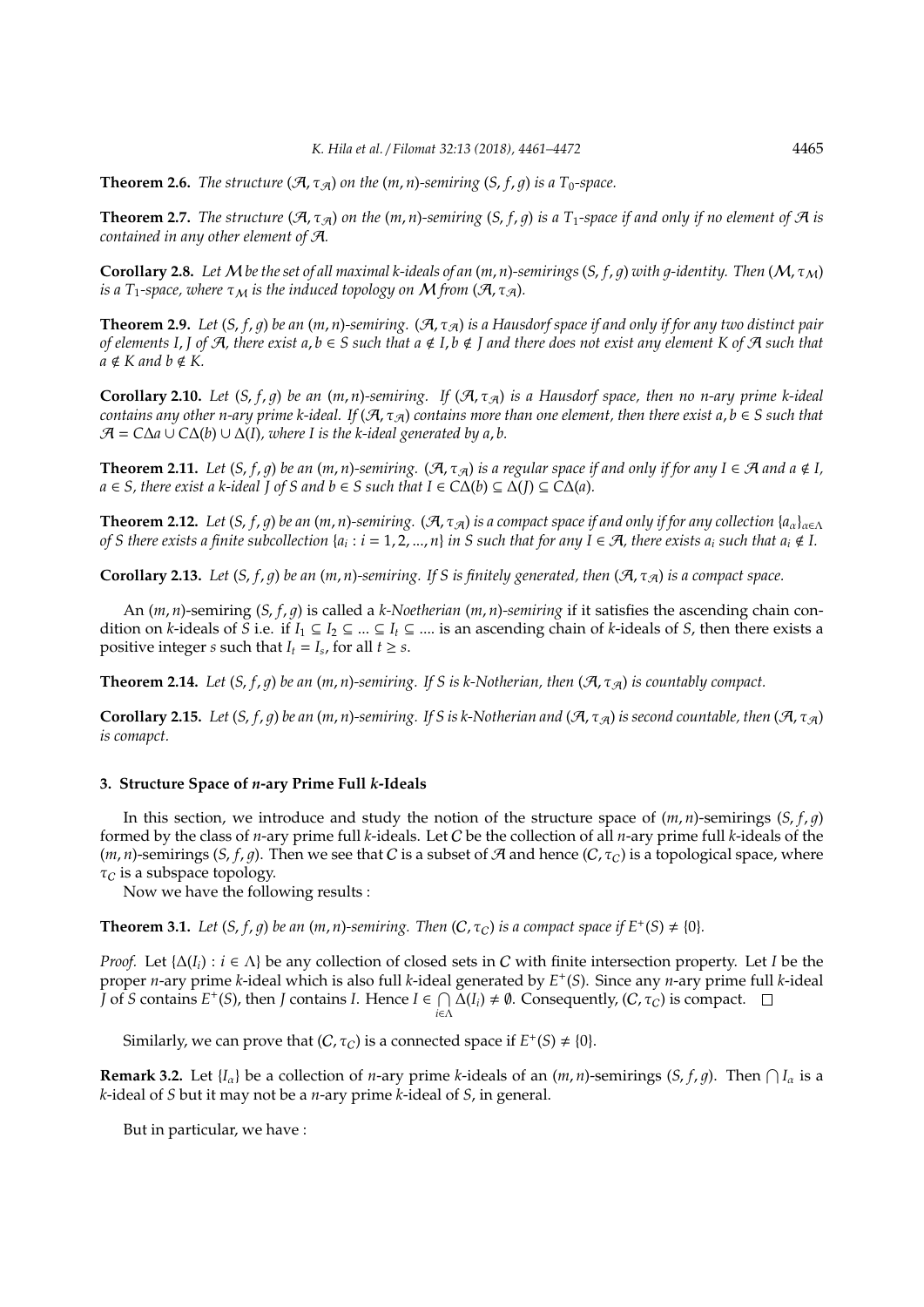**Theorem 2.6.** *The structure $(\mathcal{A}, \tau_{\mathcal{A}})$ on the $(m,n)$-semiring $(S, f, g)$ is a $T_0$-space.*

**Theorem 2.7.** *The structure $(\mathcal{A}, \tau_{\mathcal{A}})$ on the $(m,n)$-semiring $(S, f, g)$ is a $T_1$-space if and only if no element of $\mathcal{A}$ is contained in any other element of $\mathcal{A}$.*

**Corollary 2.8.** *Let $\mathcal{M}$ be the set of all maximal k-ideals of an $(m,n)$-semirings $(S, f, g)$ with g-identity. Then $(\mathcal{M}, \tau_{\mathcal{M}})$ is a $T_1$-space, where $\tau_{\mathcal{M}}$ is the induced topology on $\mathcal{M}$ from $(\mathcal{A}, \tau_{\mathcal{A}})$.*

**Theorem 2.9.** *Let $(S, f, g)$ be an $(m,n)$-semiring. $(\mathcal{A}, \tau_{\mathcal{A}})$ is a Hausdorf space if and only if for any two distinct pair of elements $I, J$ of $\mathcal{A}$, there exist $a, b \in S$ such that $a \notin I, b \notin J$ and there does not exist any element $K$ of $\mathcal{A}$ such that $a \notin K$ and $b \notin K$.*

**Corollary 2.10.** *Let $(S, f, g)$ be an $(m,n)$-semiring. If $(\mathcal{A}, \tau_{\mathcal{A}})$ is a Hausdorf space, then no n-ary prime k-ideal contains any other n-ary prime k-ideal. If $(\mathcal{A}, \tau_{\mathcal{A}})$ contains more than one element, then there exist $a, b \in S$ such that $\mathcal{A} = C\Delta a \cup C\Delta(b) \cup \Delta(I)$, where $I$ is the k-ideal generated by $a, b$.*

**Theorem 2.11.** *Let $(S, f, g)$ be an $(m,n)$-semiring. $(\mathcal{A}, \tau_{\mathcal{A}})$ is a regular space if and only if for any $I \in \mathcal{A}$ and $a \notin I$, $a \in S$, there exist a k-ideal $J$ of $S$ and $b \in S$ such that $I \in C\Delta(b) \subseteq \Delta(J) \subseteq C\Delta(a)$.*

**Theorem 2.12.** *Let $(S, f, g)$ be an $(m,n)$-semiring. $(\mathcal{A}, \tau_{\mathcal{A}})$ is a compact space if and only if for any collection $\{a_\alpha\}_{\alpha \in \Lambda}$ of $S$ there exists a finite subcollection $\{a_i : i = 1, 2, ..., n\}$ in $S$ such that for any $I \in \mathcal{A}$, there exists $a_i$ such that $a_i \notin I$.*

**Corollary 2.13.** *Let $(S, f, g)$ be an $(m,n)$-semiring. If $S$ is finitely generated, then $(\mathcal{A}, \tau_{\mathcal{A}})$ is a compact space.*

An $(m,n)$-semiring $(S, f, g)$ is called a *k-Noetherian $(m,n)$-semiring* if it satisfies the ascending chain condition on $k$-ideals of $S$ i.e. if $I_1 \subseteq I_2 \subseteq ... \subseteq I_t \subseteq ....$ is an ascending chain of $k$-ideals of $S$, then there exists a positive integer $s$ such that $I_t = I_s$, for all $t \geq s$.

**Theorem 2.14.** *Let $(S, f, g)$ be an $(m,n)$-semiring. If $S$ is k-Notherian, then $(\mathcal{A}, \tau_{\mathcal{A}})$ is countably compact.*

**Corollary 2.15.** *Let $(S, f, g)$ be an $(m,n)$-semiring. If $S$ is k-Notherian and $(\mathcal{A}, \tau_{\mathcal{A}})$ is second countable, then $(\mathcal{A}, \tau_{\mathcal{A}})$ is comapct.*

## 3. Structure Space of n-ary Prime Full k-Ideals

In this section, we introduce and study the notion of the structure space of $(m,n)$-semirings $(S, f, g)$ formed by the class of $n$-ary prime full $k$-ideals. Let $C$ be the collection of all $n$-ary prime full $k$-ideals of the $(m,n)$-semirings $(S, f, g)$. Then we see that $C$ is a subset of $\mathcal{A}$ and hence $(C, \tau_C)$ is a topological space, where $\tau_C$ is a subspace topology.

Now we have the following results :

**Theorem 3.1.** *Let $(S, f, g)$ be an $(m,n)$-semiring. Then $(C, \tau_C)$ is a compact space if $E^+(S) \neq \{0\}$.*

*Proof.* Let $\{\Delta(I_i) : i \in \Lambda\}$ be any collection of closed sets in $C$ with finite intersection property. Let $I$ be the proper $n$-ary prime $k$-ideal which is also full $k$-ideal generated by $E^+(S)$. Since any $n$-ary prime full $k$-ideal $J$ of $S$ contains $E^+(S)$, then $J$ contains $I$. Hence $I \in \bigcap_{i \in \Lambda} \Delta(I_i) \neq \emptyset$. Consequently, $(C, \tau_C)$ is compact. □

Similarly, we can prove that $(C, \tau_C)$ is a connected space if $E^+(S) \neq \{0\}$.

**Remark 3.2.** Let $\{I_\alpha\}$ be a collection of $n$-ary prime $k$-ideals of an $(m,n)$-semirings $(S, f, g)$. Then $\bigcap I_\alpha$ is a $k$-ideal of $S$ but it may not be a $n$-ary prime $k$-ideal of $S$, in general.

But in particular, we have :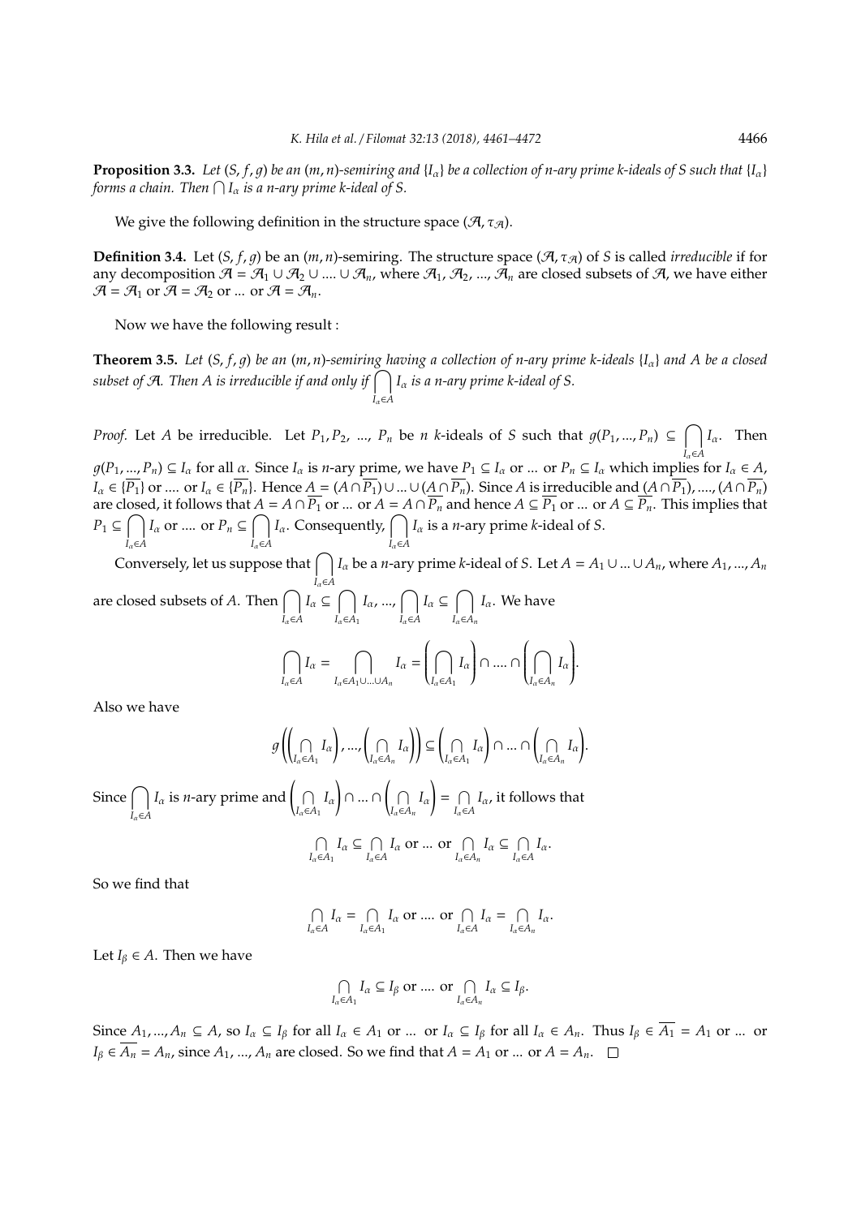**Proposition 3.3.** *Let $(S, f, g)$ be an $(m, n)$-semiring and $\{I_\alpha\}$ be a collection of n-ary prime k-ideals of S such that $\{I_\alpha\}$ forms a chain. Then $\bigcap I_\alpha$ is a n-ary prime k-ideal of S.*

We give the following definition in the structure space $(\mathcal{A}, \tau_{\mathcal{A}})$.

**Definition 3.4.** Let $(S, f, g)$ be an $(m, n)$-semiring. The structure space $(\mathcal{A}, \tau_{\mathcal{A}})$ of $S$ is called *irreducible* if for any decomposition $\mathcal{A} = \mathcal{A}_1 \cup \mathcal{A}_2 \cup .... \cup \mathcal{A}_n$, where $\mathcal{A}_1, \mathcal{A}_2, ..., \mathcal{A}_n$ are closed subsets of $\mathcal{A}$, we have either $\mathcal{A} = \mathcal{A}_1$ or $\mathcal{A} = \mathcal{A}_2$ or ... or $\mathcal{A} = \mathcal{A}_n$.

Now we have the following result :

**Theorem 3.5.** *Let $(S, f, g)$ be an $(m, n)$-semiring having a collection of n-ary prime k-ideals $\{I_\alpha\}$ and A be a closed subset of $\mathcal{A}$. Then A is irreducible if and only if $\bigcap\limits_{I_\alpha \in A} I_\alpha$ is a n-ary prime k-ideal of S.*

*Proof.* Let $A$ be irreducible. Let $P_1, P_2, ..., P_n$ be $n$ $k$-ideals of $S$ such that $g(P_1, ..., P_n) \subseteq \bigcap\limits_{I_\alpha \in A} I_\alpha$. Then $g(P_1, ..., P_n) \subseteq I_\alpha$ for all $\alpha$. Since $I_\alpha$ is $n$-ary prime, we have $P_1 \subseteq I_\alpha$ or ... or $P_n \subseteq I_\alpha$ which implies for $I_\alpha \in A$, $I_\alpha \in \overline{\{P_1\}}$ or .... or $I_\alpha \in \overline{\{P_n\}}$. Hence $A = (A \cap \overline{P_1}) \cup ... \cup (A \cap \overline{P_n})$. Since $A$ is irreducible and $(A \cap \overline{P_1}), ...., (A \cap \overline{P_n})$ are closed, it follows that $A = A \cap \overline{P_1}$ or ... or $A = A \cap \overline{P_n}$ and hence $A \subseteq \overline{P_1}$ or ... or $A \subseteq \overline{P_n}$. This implies that $P_1 \subseteq \bigcap\limits_{I_\alpha \in A} I_\alpha$ or .... or $P_n \subseteq \bigcap\limits_{I_\alpha \in A} I_\alpha$. Consequently, $\bigcap\limits_{I_\alpha \in A} I_\alpha$ is a $n$-ary prime $k$-ideal of $S$.

Conversely, let us suppose that $\bigcap\limits_{I_\alpha \in A} I_\alpha$ be a $n$-ary prime $k$-ideal of $S$. Let $A = A_1 \cup ... \cup A_n$, where $A_1, ..., A_n$ are closed subsets of $A$. Then $\bigcap\limits_{I_\alpha \in A} I_\alpha \subseteq \bigcap\limits_{I_\alpha \in A_1} I_\alpha, ..., \bigcap\limits_{I_\alpha \in A} I_\alpha \subseteq \bigcap\limits_{I_\alpha \in A_n} I_\alpha$. We have

$$\bigcap_{I_\alpha \in A} I_\alpha = \bigcap_{I_\alpha \in A_1 \cup ... \cup A_n} I_\alpha = \left(\bigcap_{I_\alpha \in A_1} I_\alpha\right) \cap .... \cap \left(\bigcap_{I_\alpha \in A_n} I_\alpha\right).$$

Also we have

$$g\left(\left(\bigcap_{I_\alpha \in A_1} I_\alpha\right), ..., \left(\bigcap_{I_\alpha \in A_n} I_\alpha\right)\right) \subseteq \left(\bigcap_{I_\alpha \in A_1} I_\alpha\right) \cap ... \cap \left(\bigcap_{I_\alpha \in A_n} I_\alpha\right).$$

Since $\bigcap\limits_{I_\alpha \in A} I_\alpha$ is $n$-ary prime and $\left(\bigcap\limits_{I_\alpha \in A_1} I_\alpha\right) \cap ... \cap \left(\bigcap\limits_{I_\alpha \in A_n} I_\alpha\right) = \bigcap\limits_{I_\alpha \in A} I_\alpha$, it follows that

$$\bigcap_{I_\alpha \in A_1} I_\alpha \subseteq \bigcap_{I_\alpha \in A} I_\alpha \text{ or ... or } \bigcap_{I_\alpha \in A_n} I_\alpha \subseteq \bigcap_{I_\alpha \in A} I_\alpha.$$

So we find that

$$\bigcap_{I_\alpha \in A} I_\alpha = \bigcap_{I_\alpha \in A_1} I_\alpha \text{ or .... or } \bigcap_{I_\alpha \in A} I_\alpha = \bigcap_{I_\alpha \in A_n} I_\alpha.$$

Let $I_\beta \in A$. Then we have

$$\bigcap_{I_\alpha \in A_1} I_\alpha \subseteq I_\beta \text{ or .... or } \bigcap_{I_\alpha \in A_n} I_\alpha \subseteq I_\beta.$$

Since $A_1, ..., A_n \subseteq A$, so $I_\alpha \subseteq I_\beta$ for all $I_\alpha \in A_1$ or ... or $I_\alpha \subseteq I_\beta$ for all $I_\alpha \in A_n$. Thus $I_\beta \in \overline{A_1} = A_1$ or ... or $I_\beta \in \overline{A_n} = A_n$, since $A_1, ..., A_n$ are closed. So we find that $A = A_1$ or ... or $A = A_n$. $\square$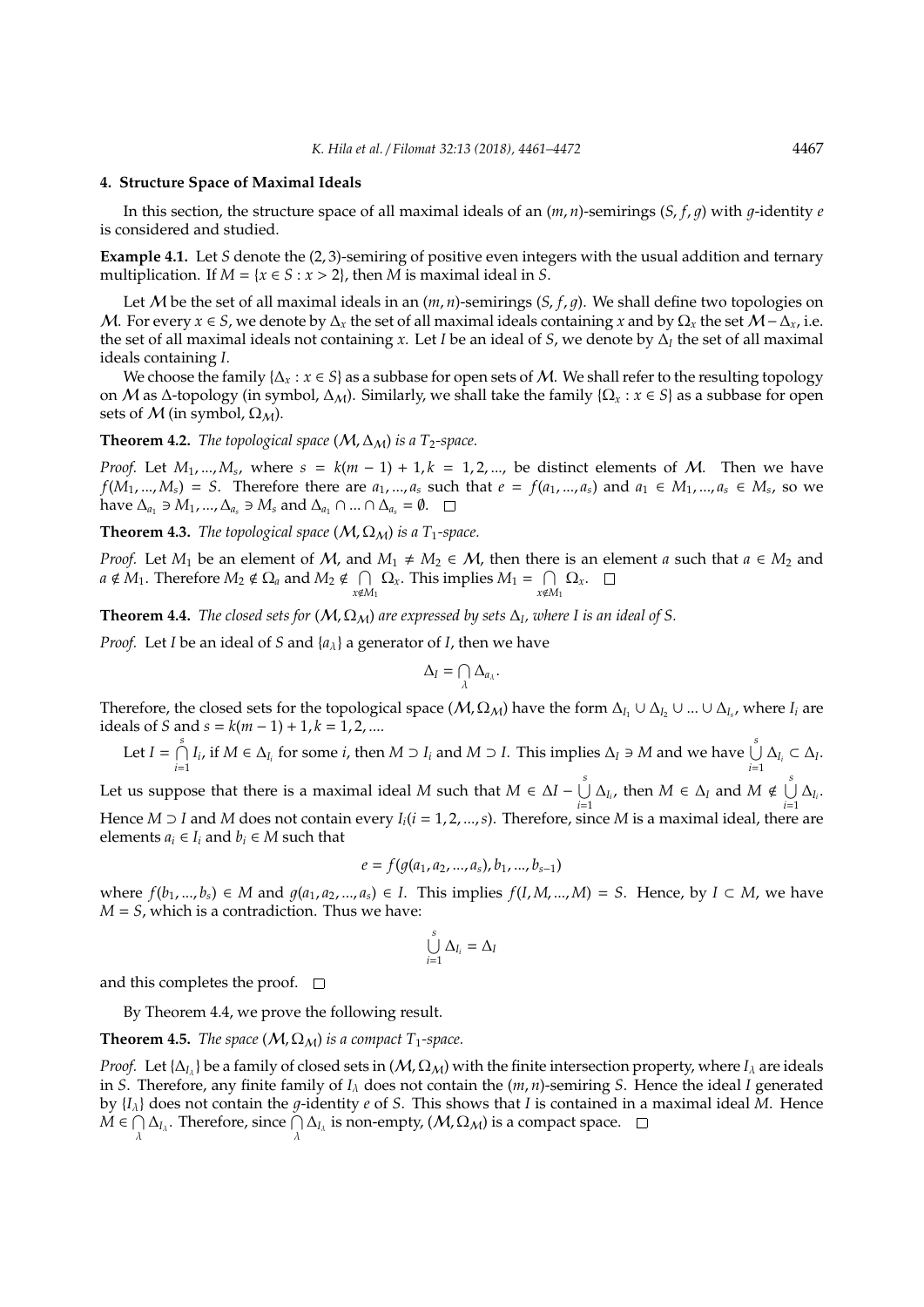## 4. Structure Space of Maximal Ideals

In this section, the structure space of all maximal ideals of an $(m, n)$-semirings $(S, f, g)$ with $g$-identity $e$ is considered and studied.

**Example 4.1.** Let $S$ denote the $(2, 3)$-semiring of positive even integers with the usual addition and ternary multiplication. If $M = \{x \in S : x > 2\}$, then $M$ is maximal ideal in $S$.

Let $\mathcal{M}$ be the set of all maximal ideals in an $(m, n)$-semirings $(S, f, g)$. We shall define two topologies on $\mathcal{M}$. For every $x \in S$, we denote by $\Delta_x$ the set of all maximal ideals containing $x$ and by $\Omega_x$ the set $\mathcal{M} - \Delta_x$, i.e. the set of all maximal ideals not containing $x$. Let $I$ be an ideal of $S$, we denote by $\Delta_I$ the set of all maximal ideals containing $I$.

We choose the family $\{\Delta_x : x \in S\}$ as a subbase for open sets of $\mathcal{M}$. We shall refer to the resulting topology on $\mathcal{M}$ as $\Delta$-topology (in symbol, $\Delta_{\mathcal{M}}$). Similarly, we shall take the family $\{\Omega_x : x \in S\}$ as a subbase for open sets of $\mathcal{M}$ (in symbol, $\Omega_{\mathcal{M}}$).

**Theorem 4.2.** *The topological space $(\mathcal{M}, \Delta_{\mathcal{M}})$ is a $T_2$-space.*

*Proof.* Let $M_1, ..., M_s$, where $s = k(m-1)+1, k = 1, 2, ...$, be distinct elements of $\mathcal{M}$. Then we have $f(M_1, ..., M_s) = S$. Therefore there are $a_1, ..., a_s$ such that $e = f(a_1, ..., a_s)$ and $a_1 \in M_1, ..., a_s \in M_s$, so we have $\Delta_{a_1} \ni M_1, ..., \Delta_{a_s} \ni M_s$ and $\Delta_{a_1} \cap ... \cap \Delta_{a_s} = \emptyset$. $\square$

**Theorem 4.3.** *The topological space $(\mathcal{M}, \Omega_{\mathcal{M}})$ is a $T_1$-space.*

*Proof.* Let $M_1$ be an element of $\mathcal{M}$, and $M_1 \neq M_2 \in \mathcal{M}$, then there is an element $a$ such that $a \in M_2$ and $a \notin M_1$. Therefore $M_2 \notin \Omega_a$ and $M_2 \notin \bigcap\limits_{x \notin M_1} \Omega_x$. This implies $M_1 = \bigcap\limits_{x \notin M_1} \Omega_x$. $\square$

**Theorem 4.4.** *The closed sets for $(\mathcal{M}, \Omega_{\mathcal{M}})$ are expressed by sets $\Delta_I$, where $I$ is an ideal of $S$.*

*Proof.* Let $I$ be an ideal of $S$ and $\{a_\lambda\}$ a generator of $I$, then we have

$$\Delta_I = \bigcap_\lambda \Delta_{a_\lambda}.$$

Therefore, the closed sets for the topological space $(\mathcal{M}, \Omega_{\mathcal{M}})$ have the form $\Delta_{I_1} \cup \Delta_{I_2} \cup ... \cup \Delta_{I_s}$, where $I_i$ are ideals of $S$ and $s = k(m-1)+1, k = 1, 2, ....$

Let $I = \bigcap\limits_{i=1}^{s} I_i$, if $M \in \Delta_{I_i}$ for some $i$, then $M \supset I_i$ and $M \supset I$. This implies $\Delta_I \ni M$ and we have $\bigcup\limits_{i=1}^{s} \Delta_{I_i} \subset \Delta_I$. Let us suppose that there is a maximal ideal $M$ such that $M \in \Delta I - \bigcup\limits_{i=1}^{s} \Delta_{I_i}$, then $M \in \Delta_I$ and $M \notin \bigcup\limits_{i=1}^{s} \Delta_{I_i}$. Hence $M \supset I$ and $M$ does not contain every $I_i (i = 1, 2, ..., s)$. Therefore, since $M$ is a maximal ideal, there are elements $a_i \in I_i$ and $b_i \in M$ such that

$$e = f(g(a_1, a_2, ..., a_s), b_1, ..., b_{s-1})$$

where $f(b_1, ..., b_s) \in M$ and $g(a_1, a_2, ..., a_s) \in I$. This implies $f(I, M, ..., M) = S$. Hence, by $I \subset M$, we have $M = S$, which is a contradiction. Thus we have:

$$\bigcup_{i=1}^{s} \Delta_{I_i} = \Delta_I$$

and this completes the proof. $\square$

By Theorem 4.4, we prove the following result.

**Theorem 4.5.** *The space $(\mathcal{M}, \Omega_{\mathcal{M}})$ is a compact $T_1$-space.*

*Proof.* Let $\{\Delta_{I_\lambda}\}$ be a family of closed sets in $(\mathcal{M}, \Omega_{\mathcal{M}})$ with the finite intersection property, where $I_\lambda$ are ideals in $S$. Therefore, any finite family of $I_\lambda$ does not contain the $(m, n)$-semiring $S$. Hence the ideal $I$ generated by $\{I_\lambda\}$ does not contain the $g$-identity $e$ of $S$. This shows that $I$ is contained in a maximal ideal $M$. Hence $M \in \bigcap\limits_\lambda \Delta_{I_\lambda}$. Therefore, since $\bigcap\limits_\lambda \Delta_{I_\lambda}$ is non-empty, $(\mathcal{M}, \Omega_{\mathcal{M}})$ is a compact space. $\square$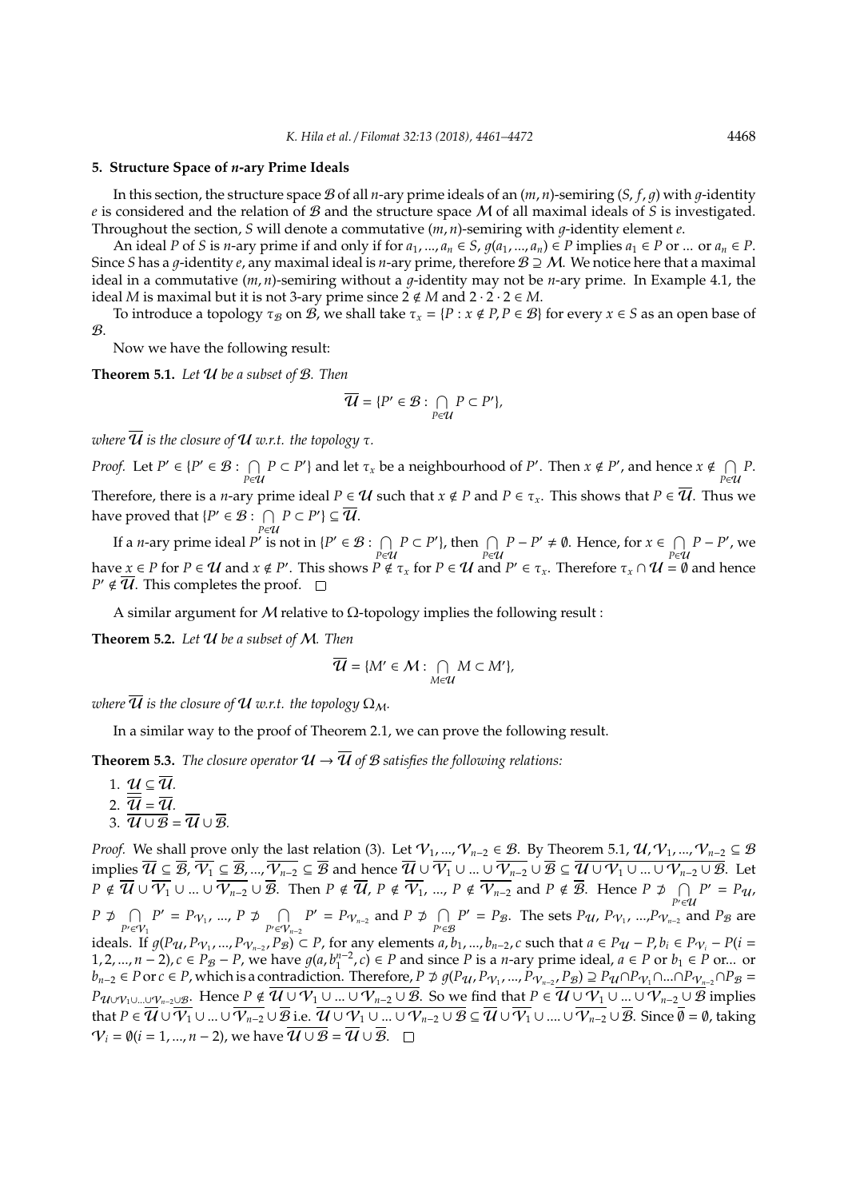## 5. Structure Space of $n$-ary Prime Ideals

In this section, the structure space $\mathcal{B}$ of all $n$-ary prime ideals of an $(m, n)$-semiring $(S, f, g)$ with $g$-identity $e$ is considered and the relation of $\mathcal{B}$ and the structure space $\mathcal{M}$ of all maximal ideals of $S$ is investigated. Throughout the section, $S$ will denote a commutative $(m, n)$-semiring with $g$-identity element $e$.

An ideal $P$ of $S$ is $n$-ary prime if and only if for $a_1, ..., a_n \in S$, $g(a_1, ..., a_n) \in P$ implies $a_1 \in P$ or ... or $a_n \in P$. Since $S$ has a $g$-identity $e$, any maximal ideal is $n$-ary prime, therefore $\mathcal{B} \supseteq \mathcal{M}$. We notice here that a maximal ideal in a commutative $(m, n)$-semiring without a $g$-identity may not be $n$-ary prime. In Example 4.1, the ideal $M$ is maximal but it is not 3-ary prime since $2 \notin M$ and $2 \cdot 2 \cdot 2 \in M$.

To introduce a topology $\tau_{\mathcal{B}}$ on $\mathcal{B}$, we shall take $\tau_x = \{P : x \notin P, P \in \mathcal{B}\}$ for every $x \in S$ as an open base of $\mathcal{B}$.

Now we have the following result:

**Theorem 5.1.** *Let $\mathcal{U}$ be a subset of $\mathcal{B}$. Then*

$$\overline{\mathcal{U}} = \{P' \in \mathcal{B} : \bigcap_{P \in \mathcal{U}} P \subset P'\},$$

*where $\overline{\mathcal{U}}$ is the closure of $\mathcal{U}$ w.r.t. the topology $\tau$.*

*Proof.* Let $P' \in \{P' \in \mathcal{B} : \bigcap_{P \in \mathcal{U}} P \subset P'\}$ and let $\tau_x$ be a neighbourhood of $P'$. Then $x \notin P'$, and hence $x \notin \bigcap_{P \in \mathcal{U}} P$. Therefore, there is a $n$-ary prime ideal $P \in \mathcal{U}$ such that $x \notin P$ and $P \in \tau_x$. This shows that $P \in \overline{\mathcal{U}}$. Thus we have proved that $\{P' \in \mathcal{B} : \bigcap_{P \in \mathcal{U}} P \subset P'\} \subseteq \overline{\mathcal{U}}$.

If a $n$-ary prime ideal $P'$ is not in $\{P' \in \mathcal{B} : \bigcap_{P \in \mathcal{U}} P \subset P'\}$, then $\bigcap_{P \in \mathcal{U}} P - P' \neq \emptyset$. Hence, for $x \in \bigcap_{P \in \mathcal{U}} P - P'$, we have $x \in P$ for $P \in \mathcal{U}$ and $x \notin P'$. This shows $P \notin \tau_x$ for $P \in \mathcal{U}$ and $P' \in \tau_x$. Therefore $\tau_x \cap \mathcal{U} = \emptyset$ and hence $P' \notin \overline{\mathcal{U}}$. This completes the proof. $\square$

A similar argument for $\mathcal{M}$ relative to $\Omega$-topology implies the following result :

**Theorem 5.2.** *Let $\mathcal{U}$ be a subset of $\mathcal{M}$. Then*

$$\overline{\mathcal{U}} = \{M' \in \mathcal{M} : \bigcap_{M \in \mathcal{U}} M \subset M'\},$$

*where $\overline{\mathcal{U}}$ is the closure of $\mathcal{U}$ w.r.t. the topology $\Omega_{\mathcal{M}}$.*

In a similar way to the proof of Theorem 2.1, we can prove the following result.

**Theorem 5.3.** *The closure operator $\mathcal{U} \to \overline{\mathcal{U}}$ of $\mathcal{B}$ satisfies the following relations:*

1. $\mathcal{U} \subseteq \overline{\mathcal{U}}$.
2. $\overline{\overline{\mathcal{U}}} = \overline{\mathcal{U}}$.
3. $\overline{\mathcal{U} \cup \mathcal{B}} = \overline{\mathcal{U}} \cup \overline{\mathcal{B}}$.

*Proof.* We shall prove only the last relation (3). Let $\mathcal{V}_1, ..., \mathcal{V}_{n-2} \in \mathcal{B}$. By Theorem 5.1, $\mathcal{U}, \mathcal{V}_1, ..., \mathcal{V}_{n-2} \subseteq \mathcal{B}$ implies $\overline{\mathcal{U}} \subseteq \overline{\mathcal{B}}, \overline{\mathcal{V}_1} \subseteq \overline{\mathcal{B}}, ..., \overline{\mathcal{V}_{n-2}} \subseteq \overline{\mathcal{B}}$ and hence $\overline{\mathcal{U}} \cup \overline{\mathcal{V}_1} \cup ... \cup \overline{\mathcal{V}_{n-2}} \cup \overline{\mathcal{B}} \subseteq \overline{\mathcal{U} \cup \mathcal{V}_1 \cup ... \cup \mathcal{V}_{n-2} \cup \mathcal{B}}$. Let $P \notin \overline{\mathcal{U}} \cup \overline{\mathcal{V}_1} \cup ... \cup \overline{\mathcal{V}_{n-2}} \cup \overline{\mathcal{B}}$. Then $P \notin \overline{\mathcal{U}}$, $P \notin \overline{\mathcal{V}_1}$, ..., $P \notin \overline{\mathcal{V}_{n-2}}$ and $P \notin \overline{\mathcal{B}}$. Hence $P \not\supset \bigcap_{P' \in \mathcal{U}} P' = P_{\mathcal{U}}$, $P \not\supset \bigcap_{P' \in \mathcal{V}_1} P' = P_{\mathcal{V}_1}$, ..., $P \not\supset \bigcap_{P' \in \mathcal{V}_{n-2}} P' = P_{\mathcal{V}_{n-2}}$ and $P \not\supset \bigcap_{P' \in \mathcal{B}} P' = P_{\mathcal{B}}$. The sets $P_{\mathcal{U}}$, $P_{\mathcal{V}_1}$, ...,$P_{\mathcal{V}_{n-2}}$ and $P_{\mathcal{B}}$ are ideals. If $g(P_{\mathcal{U}}, P_{\mathcal{V}_1}, ..., P_{\mathcal{V}_{n-2}}, P_{\mathcal{B}}) \subset P$, for any elements $a, b_1, ..., b_{n-2}, c$ such that $a \in P_{\mathcal{U}} - P, b_i \in P_{\mathcal{V}_i} - P (i = 1, 2, ..., n-2), c \in P_{\mathcal{B}} - P$, we have $g(a, b_1^{n-2}, c) \in P$ and since $P$ is a $n$-ary prime ideal, $a \in P$ or $b_1 \in P$ or... or $b_{n-2} \in P$ or $c \in P$, which is a contradiction. Therefore, $P \not\supset g(P_{\mathcal{U}}, P_{\mathcal{V}_1}, ..., P_{\mathcal{V}_{n-2}}, P_{\mathcal{B}}) \supseteq P_{\mathcal{U}} \cap P_{\mathcal{V}_1} \cap ... \cap P_{\mathcal{V}_{n-2}} \cap P_{\mathcal{B}} = P_{\mathcal{U} \cup \mathcal{V}_1 \cup ... \cup \mathcal{V}_{n-2} \cup \mathcal{B}}$. Hence $P \notin \overline{\mathcal{U} \cup \mathcal{V}_1 \cup ... \cup \mathcal{V}_{n-2} \cup \mathcal{B}}$. So we find that $P \in \overline{\mathcal{U} \cup \mathcal{V}_1 \cup ... \cup \mathcal{V}_{n-2} \cup \mathcal{B}}$ implies that $P \in \overline{\mathcal{U}} \cup \overline{\mathcal{V}_1} \cup ... \cup \overline{\mathcal{V}_{n-2}} \cup \overline{\mathcal{B}}$ i.e. $\overline{\mathcal{U} \cup \mathcal{V}_1 \cup ... \cup \mathcal{V}_{n-2} \cup \mathcal{B}} \subseteq \overline{\mathcal{U}} \cup \overline{\mathcal{V}_1} \cup .... \cup \overline{\mathcal{V}_{n-2}} \cup \overline{\mathcal{B}}$. Since $\overline{\emptyset} = \emptyset$, taking $\mathcal{V}_i = \emptyset (i = 1, ..., n-2)$, we have $\overline{\mathcal{U} \cup \mathcal{B}} = \overline{\mathcal{U}} \cup \overline{\mathcal{B}}$. $\square$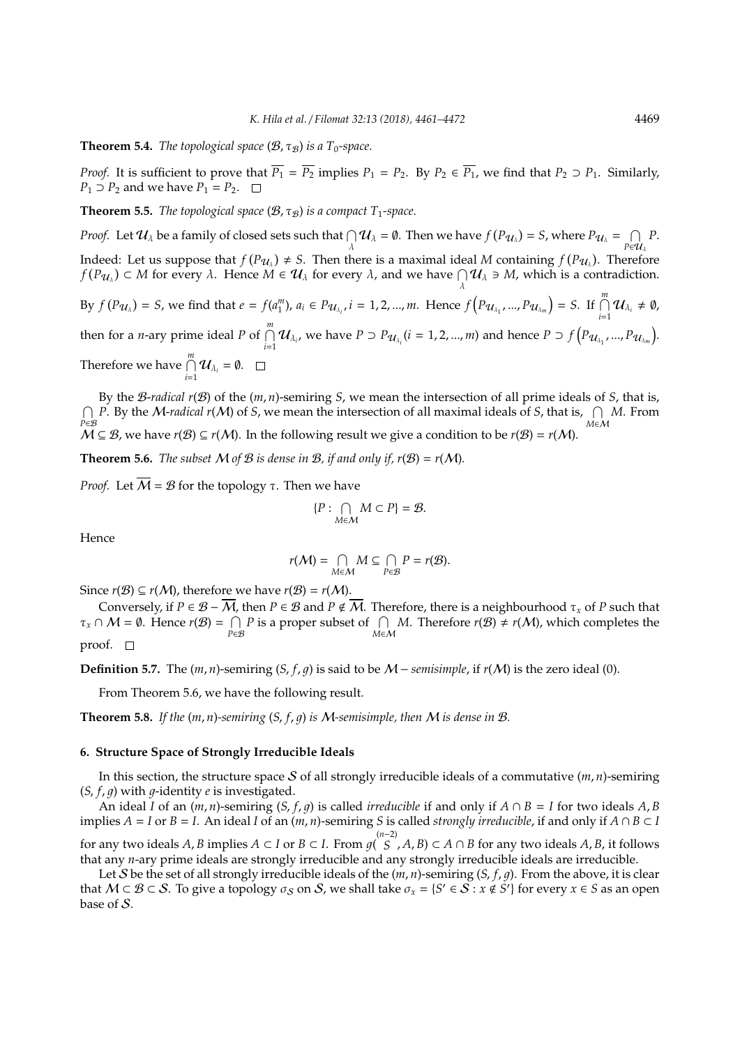**Theorem 5.4.** *The topological space $(\mathcal{B}, \tau_{\mathcal{B}})$ is a $T_0$-space.*

*Proof.* It is sufficient to prove that $\overline{P_1} = \overline{P_2}$ implies $P_1 = P_2$. By $P_2 \in \overline{P_1}$, we find that $P_2 \supset P_1$. Similarly, $P_1 \supset P_2$ and we have $P_1 = P_2$. □

**Theorem 5.5.** *The topological space $(\mathcal{B}, \tau_{\mathcal{B}})$ is a compact $T_1$-space.*

*Proof.* Let $\mathcal{U}_\lambda$ be a family of closed sets such that $\bigcap_\lambda \mathcal{U}_\lambda = \emptyset$. Then we have $f(P_{\mathcal{U}_\lambda}) = S$, where $P_{\mathcal{U}_\lambda} = \bigcap_{P \in \mathcal{U}_\lambda} P$. Indeed: Let us suppose that $f(P_{\mathcal{U}_\lambda}) \neq S$. Then there is a maximal ideal $M$ containing $f(P_{\mathcal{U}_\lambda})$. Therefore $f(P_{\mathcal{U}_\lambda}) \subset M$ for every $\lambda$. Hence $M \in \mathcal{U}_\lambda$ for every $\lambda$, and we have $\bigcap_\lambda \mathcal{U}_\lambda \ni M$, which is a contradiction. By $f(P_{\mathcal{U}_\lambda}) = S$, we find that $e = f(a_1^m)$, $a_i \in P_{\mathcal{U}_{\lambda_i}}, i = 1, 2, ..., m$. Hence $f\left(P_{\mathcal{U}_{\lambda_1}}, ..., P_{\mathcal{U}_{\lambda_m}}\right) = S$. If $\bigcap_{i=1}^{m} \mathcal{U}_{\lambda_i} \neq \emptyset$, then for a $n$-ary prime ideal $P$ of $\bigcap_{i=1}^{m} \mathcal{U}_{\lambda_i}$, we have $P \supset P_{\mathcal{U}_{\lambda_i}} (i = 1, 2, ..., m)$ and hence $P \supset f\left(P_{\mathcal{U}_{\lambda_1}}, ..., P_{\mathcal{U}_{\lambda_m}}\right)$. Therefore we have $\bigcap_{i=1}^{m} \mathcal{U}_{\lambda_i} = \emptyset$. □

By the $\mathcal{B}$-*radical* $r(\mathcal{B})$ of the $(m, n)$-semiring $S$, we mean the intersection of all prime ideals of $S$, that is, $\bigcap_{P \in \mathcal{B}} P$. By the $\mathcal{M}$-*radical* $r(\mathcal{M})$ of $S$, we mean the intersection of all maximal ideals of $S$, that is, $\bigcap_{M \in \mathcal{M}} M$. From $\mathcal{M} \subseteq \mathcal{B}$, we have $r(\mathcal{B}) \subseteq r(\mathcal{M})$. In the following result we give a condition to be $r(\mathcal{B}) = r(\mathcal{M})$.

**Theorem 5.6.** *The subset $\mathcal{M}$ of $\mathcal{B}$ is dense in $\mathcal{B}$, if and only if, $r(\mathcal{B}) = r(\mathcal{M})$.*

*Proof.* Let $\overline{\mathcal{M}} = \mathcal{B}$ for the topology $\tau$. Then we have

$$\{P : \bigcap_{M \in \mathcal{M}} M \subset P\} = \mathcal{B}.$$

Hence

$$r(\mathcal{M}) = \bigcap_{M \in \mathcal{M}} M \subseteq \bigcap_{P \in \mathcal{B}} P = r(\mathcal{B}).$$

Since $r(\mathcal{B}) \subseteq r(\mathcal{M})$, therefore we have $r(\mathcal{B}) = r(\mathcal{M})$.

Conversely, if $P \in \mathcal{B} - \overline{\mathcal{M}}$, then $P \in \mathcal{B}$ and $P \notin \overline{\mathcal{M}}$. Therefore, there is a neighbourhood $\tau_x$ of $P$ such that $\tau_x \cap \mathcal{M} = \emptyset$. Hence $r(\mathcal{B}) = \bigcap_{P \in \mathcal{B}} P$ is a proper subset of $\bigcap_{M \in \mathcal{M}} M$. Therefore $r(\mathcal{B}) \neq r(\mathcal{M})$, which completes the proof. □

**Definition 5.7.** The $(m, n)$-semiring $(S, f, g)$ is said to be $\mathcal{M}$ – *semisimple*, if $r(\mathcal{M})$ is the zero ideal $(0)$.

From Theorem 5.6, we have the following result.

**Theorem 5.8.** *If the $(m, n)$-semiring $(S, f, g)$ is $\mathcal{M}$-semisimple, then $\mathcal{M}$ is dense in $\mathcal{B}$.*

## 6. Structure Space of Strongly Irreducible Ideals

In this section, the structure space $\mathcal{S}$ of all strongly irreducible ideals of a commutative $(m, n)$-semiring $(S, f, g)$ with $g$-identity $e$ is investigated.

An ideal $I$ of an $(m, n)$-semiring $(S, f, g)$ is called *irreducible* if and only if $A \cap B = I$ for two ideals $A, B$ implies $A = I$ or $B = I$. An ideal $I$ of an $(m, n)$-semiring $S$ is called *strongly irreducible*, if and only if $A \cap B \subset I$ for any two ideals $A, B$ implies $A \subset I$ or $B \subset I$. From $g(\overset{(n-2)}{S}, A, B) \subset A \cap B$ for any two ideals $A, B$, it follows that any $n$-ary prime ideals are strongly irreducible and any strongly irreducible ideals are irreducible.

Let $\mathcal{S}$ be the set of all strongly irreducible ideals of the $(m, n)$-semiring $(S, f, g)$. From the above, it is clear that $\mathcal{M} \subset \mathcal{B} \subset \mathcal{S}$. To give a topology $\sigma_{\mathcal{S}}$ on $\mathcal{S}$, we shall take $\sigma_x = \{S' \in \mathcal{S} : x \notin S'\}$ for every $x \in S$ as an open base of $\mathcal{S}$.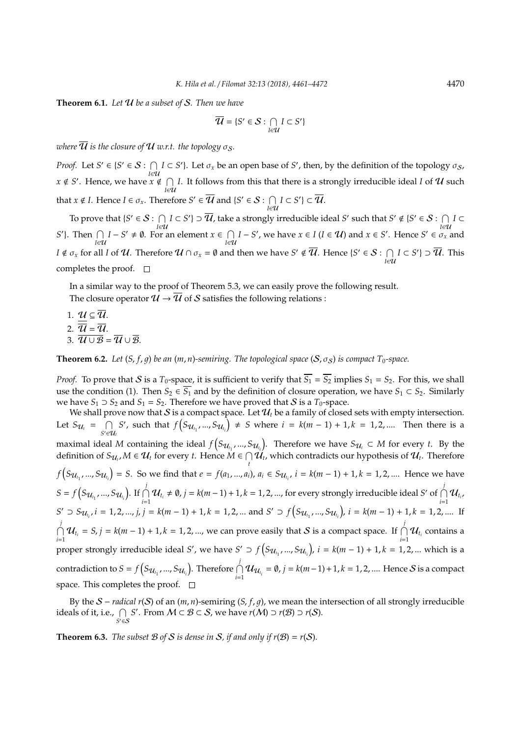**Theorem 6.1.** *Let $\mathcal{U}$ be a subset of $\mathcal{S}$. Then we have*

$$\overline{\mathcal{U}} = \{S' \in \mathcal{S} : \bigcap_{I \in \mathcal{U}} I \subset S'\}$$

*where $\overline{\mathcal{U}}$ is the closure of $\mathcal{U}$ w.r.t. the topology $\sigma_{\mathcal{S}}$.*

*Proof.* Let $S' \in \{S' \in \mathcal{S} : \bigcap_{I \in \mathcal{U}} I \subset S'\}$. Let $\sigma_x$ be an open base of $S'$, then, by the definition of the topology $\sigma_{\mathcal{S}}$, $x \notin S'$. Hence, we have $x \notin \bigcap_{I \in \mathcal{U}} I$. It follows from this that there is a strongly irreducible ideal $I$ of $\mathcal{U}$ such that $x \notin I$. Hence $I \in \sigma_x$. Therefore $S' \in \overline{\mathcal{U}}$ and $\{S' \in \mathcal{S} : \bigcap_{I \in \mathcal{U}} I \subset S'\} \subset \overline{\mathcal{U}}$.

To prove that $\{S' \in \mathcal{S} : \bigcap_{I \in \mathcal{U}} I \subset S'\} \supset \overline{\mathcal{U}}$, take a strongly irreducible ideal $S'$ such that $S' \notin \{S' \in \mathcal{S} : \bigcap_{I \in \mathcal{U}} I \subset S'\}$. Then $\bigcap_{I \in \mathcal{U}} I - S' \neq \emptyset$. For an element $x \in \bigcap_{I \in \mathcal{U}} I - S'$, we have $x \in I$ $(I \in \mathcal{U})$ and $x \in S'$. Hence $S' \in \sigma_x$ and $I \notin \sigma_x$ for all $I$ of $\mathcal{U}$. Therefore $\mathcal{U} \cap \sigma_x = \emptyset$ and then we have $S' \notin \overline{\mathcal{U}}$. Hence $\{S' \in \mathcal{S} : \bigcap_{I \in \mathcal{U}} I \subset S'\} \supset \overline{\mathcal{U}}$. This completes the proof. $\square$

In a similar way to the proof of Theorem 5.3, we can easily prove the following result.

The closure operator $\mathcal{U} \to \overline{\mathcal{U}}$ of $\mathcal{S}$ satisfies the following relations :

1. $\mathcal{U} \subseteq \overline{\mathcal{U}}$.
2. $\overline{\overline{\mathcal{U}}} = \overline{\mathcal{U}}$.
3. $\overline{\mathcal{U} \cup \mathcal{B}} = \overline{\mathcal{U}} \cup \overline{\mathcal{B}}$.

**Theorem 6.2.** *Let $(S, f, g)$ be an $(m, n)$-semiring. The topological space $(\mathcal{S}, \sigma_{\mathcal{S}})$ is compact $T_0$-space.*

*Proof.* To prove that $\mathcal{S}$ is a $T_0$-space, it is sufficient to verify that $\overline{S_1} = \overline{S_2}$ implies $S_1 = S_2$. For this, we shall use the condition (1). Then $S_2 \in \overline{S_1}$ and by the definition of closure operation, we have $S_1 \subset S_2$. Similarly we have $S_1 \supset S_2$ and $S_1 = S_2$. Therefore we have proved that $\mathcal{S}$ is a $T_0$-space.

We shall prove now that $\mathcal{S}$ is a compact space. Let $\mathcal{U}_t$ be a family of closed sets with empty intersection. Let $S_{\mathcal{U}_t} = \bigcap_{S' \in \mathcal{U}_t} S'$, such that $f\left(S_{\mathcal{U}_{t_1}}, ..., S_{\mathcal{U}_{t_i}}\right) \neq S$ where $i = k(m-1)+1, k = 1, 2, ....$ Then there is a maximal ideal $M$ containing the ideal $f\left(S_{\mathcal{U}_{t_1}}, ..., S_{\mathcal{U}_{t_i}}\right)$. Therefore we have $S_{\mathcal{U}_t} \subset M$ for every $t$. By the definition of $S_{\mathcal{U}_t}, M \in \mathcal{U}_t$ for every $t$. Hence $M \in \bigcap_t \mathcal{U}_t$, which contradicts our hypothesis of $\mathcal{U}_t$. Therefore $f\left(S_{\mathcal{U}_{t_1}}, ..., S_{\mathcal{U}_{t_i}}\right) = S$. So we find that $e = f(a_1, ..., a_i)$, $a_i \in S_{\mathcal{U}_{t_i}}$, $i = k(m-1)+1, k = 1, 2, ....$ Hence we have $S = f\left(S_{\mathcal{U}_{t_1}}, ..., S_{\mathcal{U}_{t_i}}\right)$. If $\bigcap_{i=1}^{j} \mathcal{U}_{t_i} \neq \emptyset$, $j = k(m-1)+1, k = 1, 2, ...,$ for every strongly irreducible ideal $S'$ of $\bigcap_{i=1}^{j} \mathcal{U}_{t_i}$, $S' \supset S_{\mathcal{U}_{t_i}}, i = 1, 2, ..., j, j = k(m-1)+1, k = 1, 2, ...$ and $S' \supset f\left(S_{\mathcal{U}_{t_1}}, ..., S_{\mathcal{U}_{t_i}}\right)$, $i = k(m-1)+1, k = 1, 2, ....$ If $\bigcap_{i=1}^{j} \mathcal{U}_{t_i} = S, j = k(m-1)+1, k = 1, 2, ...,$ we can prove easily that $\mathcal{S}$ is a compact space. If $\bigcap_{i=1}^{j} \mathcal{U}_{t_i}$ contains a proper strongly irreducible ideal $S'$, we have $S' \supset f\left(S_{\mathcal{U}_{t_1}}, ..., S_{\mathcal{U}_{t_i}}\right)$, $i = k(m-1)+1, k = 1, 2, ...$ which is a contradiction to $S = f\left(S_{\mathcal{U}_{t_1}}, ..., S_{\mathcal{U}_{t_i}}\right)$. Therefore $\bigcap_{i=1}^{j} \mathcal{U}\mathcal{U}_{t_i} = \emptyset$, $j = k(m-1)+1, k = 1, 2, ....$ Hence $\mathcal{S}$ is a compact space. This completes the proof. $\square$

By the $\mathcal{S}$ − *radical* $r(\mathcal{S})$ of an $(m, n)$-semiring $(S, f, g)$, we mean the intersection of all strongly irreducible ideals of it, i.e., $\bigcap_{S' \in \mathcal{S}} S'$. From $\mathcal{M} \subset \mathcal{B} \subset \mathcal{S}$, we have $r(\mathcal{M}) \supset r(\mathcal{B}) \supset r(\mathcal{S})$.

**Theorem 6.3.** *The subset $\mathcal{B}$ of $\mathcal{S}$ is dense in $\mathcal{S}$, if and only if $r(\mathcal{B}) = r(\mathcal{S})$.*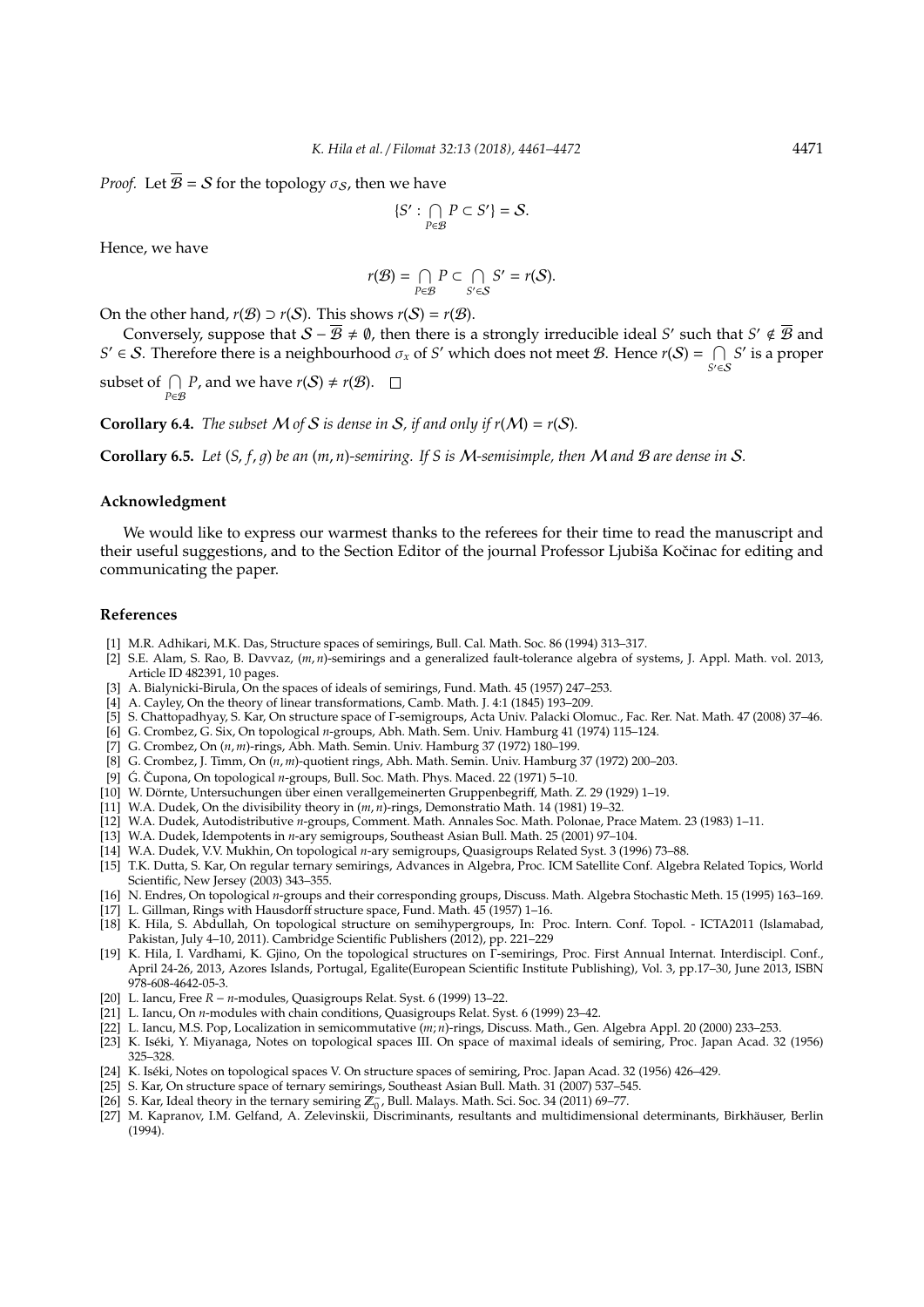*Proof.* Let $\overline{\mathcal{B}} = \mathcal{S}$ for the topology $\sigma_{\mathcal{S}}$, then we have

$$\{S' : \bigcap_{P \in \mathcal{B}} P \subset S'\} = \mathcal{S}.$$

Hence, we have

$$r(\mathcal{B}) = \bigcap_{P \in \mathcal{B}} P \subset \bigcap_{S' \in \mathcal{S}} S' = r(\mathcal{S}).$$

On the other hand, $r(\mathcal{B}) \supset r(\mathcal{S})$. This shows $r(\mathcal{S}) = r(\mathcal{B})$.

Conversely, suppose that $\mathcal{S} - \overline{\mathcal{B}} \neq \emptyset$, then there is a strongly irreducible ideal $S'$ such that $S' \notin \overline{\mathcal{B}}$ and $S' \in \mathcal{S}$. Therefore there is a neighbourhood $\sigma_x$ of $S'$ which does not meet $\mathcal{B}$. Hence $r(\mathcal{S}) = \bigcap_{S' \in \mathcal{S}} S'$ is a proper subset of $\bigcap_{P \in \mathcal{B}} P$, and we have $r(\mathcal{S}) \neq r(\mathcal{B})$. $\square$

**Corollary 6.4.** *The subset $\mathcal{M}$ of $\mathcal{S}$ is dense in $\mathcal{S}$, if and only if $r(\mathcal{M}) = r(\mathcal{S})$.*

**Corollary 6.5.** *Let $(S, f, g)$ be an $(m, n)$-semiring. If $S$ is $\mathcal{M}$-semisimple, then $\mathcal{M}$ and $\mathcal{B}$ are dense in $\mathcal{S}$.*

## Acknowledgment

We would like to express our warmest thanks to the referees for their time to read the manuscript and their useful suggestions, and to the Section Editor of the journal Professor Ljubiša Kočinac for editing and communicating the paper.

## References

[1] M.R. Adhikari, M.K. Das, Structure spaces of semirings, Bull. Cal. Math. Soc. 86 (1994) 313–317.
[2] S.E. Alam, S. Rao, B. Davvaz, $(m, n)$-semirings and a generalized fault-tolerance algebra of systems, J. Appl. Math. vol. 2013, Article ID 482391, 10 pages.
[3] A. Bialynicki-Birula, On the spaces of ideals of semirings, Fund. Math. 45 (1957) 247–253.
[4] A. Cayley, On the theory of linear transformations, Camb. Math. J. 4:1 (1845) 193–209.
[5] S. Chattopadhyay, S. Kar, On structure space of Γ-semigroups, Acta Univ. Palacki Olomuc., Fac. Rer. Nat. Math. 47 (2008) 37–46.
[6] G. Crombez, G. Six, On topological $n$-groups, Abh. Math. Sem. Univ. Hamburg 41 (1974) 115–124.
[7] G. Crombez, On $(n, m)$-rings, Abh. Math. Semin. Univ. Hamburg 37 (1972) 180–199.
[8] G. Crombez, J. Timm, On $(n, m)$-quotient rings, Abh. Math. Semin. Univ. Hamburg 37 (1972) 200–203.
[9] Ǵ. Čupona, On topological $n$-groups, Bull. Soc. Math. Phys. Maced. 22 (1971) 5–10.
[10] W. Dörnte, Untersuchungen über einen verallgemeinerten Gruppenbegriff, Math. Z. 29 (1929) 1–19.
[11] W.A. Dudek, On the divisibility theory in $(m, n)$-rings, Demonstratio Math. 14 (1981) 19–32.
[12] W.A. Dudek, Autodistributive $n$-groups, Comment. Math. Annales Soc. Math. Polonae, Prace Matem. 23 (1983) 1–11.
[13] W.A. Dudek, Idempotents in $n$-ary semigroups, Southeast Asian Bull. Math. 25 (2001) 97–104.
[14] W.A. Dudek, V.V. Mukhin, On topological $n$-ary semigroups, Quasigroups Related Syst. 3 (1996) 73–88.
[15] T.K. Dutta, S. Kar, On regular ternary semirings, Advances in Algebra, Proc. ICM Satellite Conf. Algebra Related Topics, World Scientific, New Jersey (2003) 343–355.
[16] N. Endres, On topological $n$-groups and their corresponding groups, Discuss. Math. Algebra Stochastic Meth. 15 (1995) 163–169.
[17] L. Gillman, Rings with Hausdorff structure space, Fund. Math. 45 (1957) 1–16.
[18] K. Hila, S. Abdullah, On topological structure on semihypergroups, In: Proc. Intern. Conf. Topol. - ICTA2011 (Islamabad, Pakistan, July 4–10, 2011). Cambridge Scientific Publishers (2012), pp. 221–229
[19] K. Hila, I. Vardhami, K. Gjino, On the topological structures on Γ-semirings, Proc. First Annual Internat. Interdiscipl. Conf., April 24-26, 2013, Azores Islands, Portugal, Egalite(European Scientific Institute Publishing), Vol. 3, pp.17–30, June 2013, ISBN 978-608-4642-05-3.
[20] L. Iancu, Free $R - n$-modules, Quasigroups Relat. Syst. 6 (1999) 13–22.
[21] L. Iancu, On $n$-modules with chain conditions, Quasigroups Relat. Syst. 6 (1999) 23–42.
[22] L. Iancu, M.S. Pop, Localization in semicommutative $(m; n)$-rings, Discuss. Math., Gen. Algebra Appl. 20 (2000) 233–253.
[23] K. Iséki, Y. Miyanaga, Notes on topological spaces III. On space of maximal ideals of semiring, Proc. Japan Acad. 32 (1956) 325–328.
[24] K. Iséki, Notes on topological spaces V. On structure spaces of semiring, Proc. Japan Acad. 32 (1956) 426–429.
[25] S. Kar, On structure space of ternary semirings, Southeast Asian Bull. Math. 31 (2007) 537–545.
[26] S. Kar, Ideal theory in the ternary semiring $\mathbb{Z}_0^-$, Bull. Malays. Math. Sci. Soc. 34 (2011) 69–77.
[27] M. Kapranov, I.M. Gelfand, A. Zelevinskii, Discriminants, resultants and multidimensional determinants, Birkhäuser, Berlin (1994).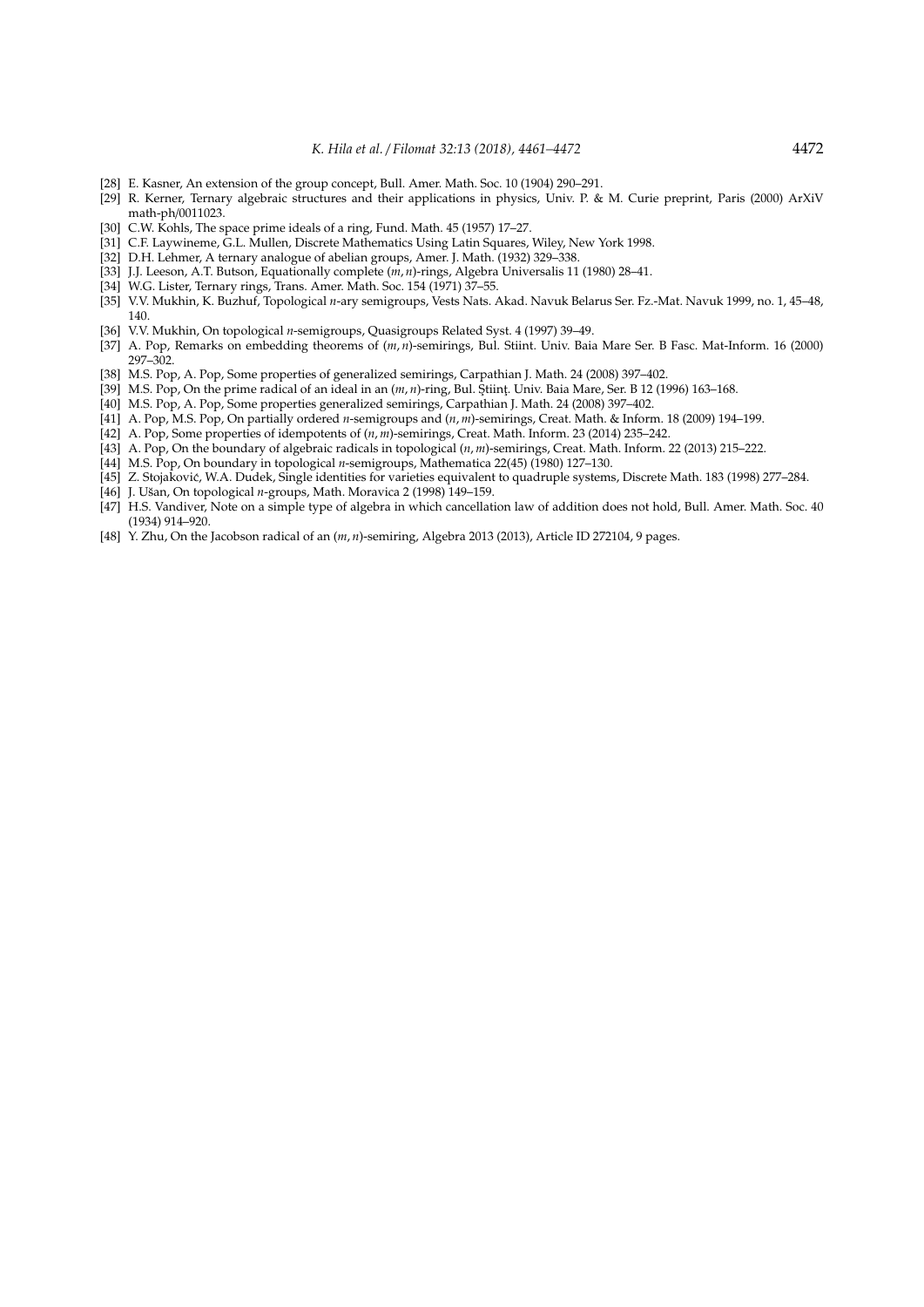[28] E. Kasner, An extension of the group concept, Bull. Amer. Math. Soc. 10 (1904) 290–291.
[29] R. Kerner, Ternary algebraic structures and their applications in physics, Univ. P. & M. Curie preprint, Paris (2000) ArXiV math-ph/0011023.
[30] C.W. Kohls, The space prime ideals of a ring, Fund. Math. 45 (1957) 17–27.
[31] C.F. Laywineme, G.L. Mullen, Discrete Mathematics Using Latin Squares, Wiley, New York 1998.
[32] D.H. Lehmer, A ternary analogue of abelian groups, Amer. J. Math. (1932) 329–338.
[33] J.J. Leeson, A.T. Butson, Equationally complete $(m, n)$-rings, Algebra Universalis 11 (1980) 28–41.
[34] W.G. Lister, Ternary rings, Trans. Amer. Math. Soc. 154 (1971) 37–55.
[35] V.V. Mukhin, K. Buzhuf, Topological $n$-ary semigroups, Vests Nats. Akad. Navuk Belarus Ser. Fz.-Mat. Navuk 1999, no. 1, 45–48, 140.
[36] V.V. Mukhin, On topological $n$-semigroups, Quasigroups Related Syst. 4 (1997) 39–49.
[37] A. Pop, Remarks on embedding theorems of $(m, n)$-semirings, Bul. Stiint. Univ. Baia Mare Ser. B Fasc. Mat-Inform. 16 (2000) 297–302.
[38] M.S. Pop, A. Pop, Some properties of generalized semirings, Carpathian J. Math. 24 (2008) 397–402.
[39] M.S. Pop, On the prime radical of an ideal in an $(m, n)$-ring, Bul. Ştiinţ. Univ. Baia Mare, Ser. B 12 (1996) 163–168.
[40] M.S. Pop, A. Pop, Some properties generalized semirings, Carpathian J. Math. 24 (2008) 397–402.
[41] A. Pop, M.S. Pop, On partially ordered $n$-semigroups and $(n, m)$-semirings, Creat. Math. & Inform. 18 (2009) 194–199.
[42] A. Pop, Some properties of idempotents of $(n, m)$-semirings, Creat. Math. Inform. 23 (2014) 235–242.
[43] A. Pop, On the boundary of algebraic radicals in topological $(n, m)$-semirings, Creat. Math. Inform. 22 (2013) 215–222.
[44] M.S. Pop, On boundary in topological $n$-semigroups, Mathematica 22(45) (1980) 127–130.
[45] Z. Stojaković, W.A. Dudek, Single identities for varieties equivalent to quadruple systems, Discrete Math. 183 (1998) 277–284.
[46] J. Ušan, On topological $n$-groups, Math. Moravica 2 (1998) 149–159.
[47] H.S. Vandiver, Note on a simple type of algebra in which cancellation law of addition does not hold, Bull. Amer. Math. Soc. 40 (1934) 914–920.
[48] Y. Zhu, On the Jacobson radical of an $(m, n)$-semiring, Algebra 2013 (2013), Article ID 272104, 9 pages.